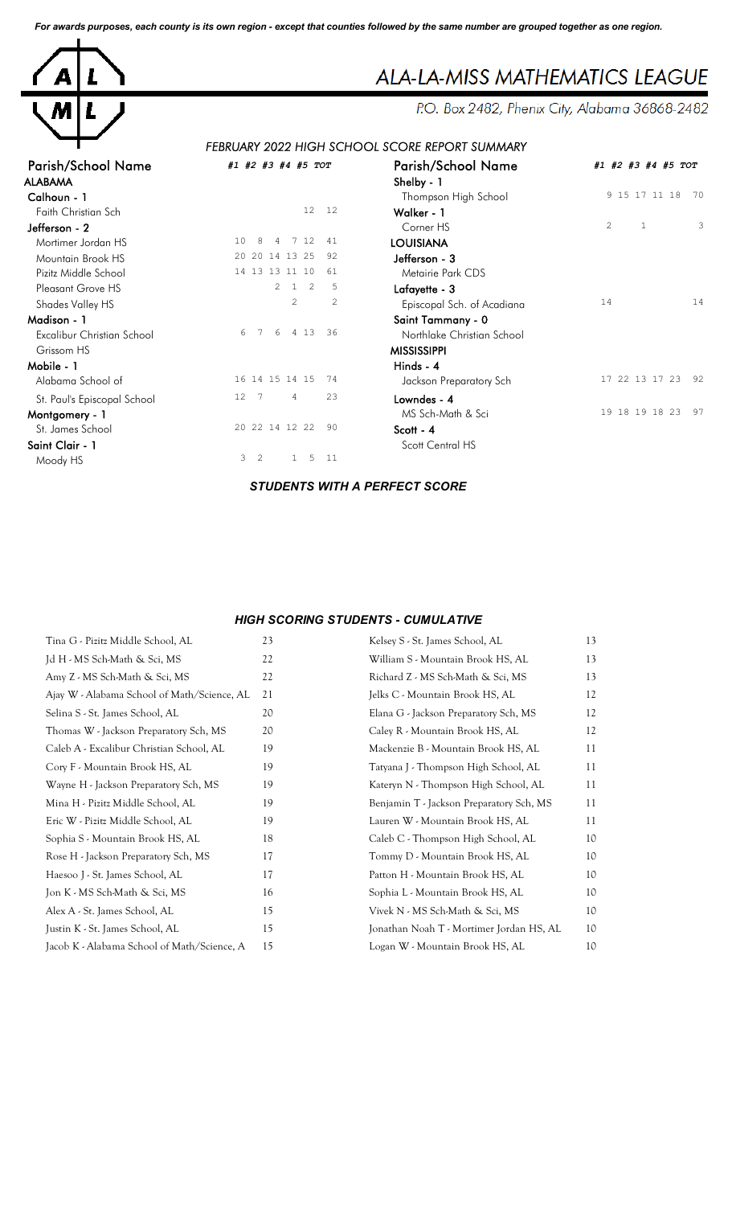*For awards purposes, each county is its own region - except that counties followed by the same number are grouped together as one region.*

# ALA-LA-MISS MATHEMATICS LEAGUE

P.O. Box 2482, Phenix City, Alabama 36868-2482

## FEBRUARY 2022 HIGH SCHOOL SCORE REPORT SUMMARY

| Parish/School Name | #1 | #2 | #3 | #4 | #5 | TOT |
|---|---|---|---|---|---|---|
| **ALABAMA** | | | | | | |
| **Calhoun - 1** | | | | | | |
| Faith Christian Sch | | | | | 12 | 12 |
| **Jefferson - 2** | | | | | | |
| Mortimer Jordan HS | 10 | 8 | 4 | 7 | 12 | 41 |
| Mountain Brook HS | 20 | 20 | 14 | 13 | 25 | 92 |
| Pizitz Middle School | 14 | 13 | 13 | 11 | 10 | 61 |
| Pleasant Grove HS | | | 2 | 1 | 2 | 5 |
| Shades Valley HS | | | | 2 | | 2 |
| **Madison - 1** | | | | | | |
| Excalibur Christian School | 6 | 7 | 6 | 4 | 13 | 36 |
| Grissom HS | | | | | | |
| **Mobile - 1** | | | | | | |
| Alabama School of | 16 | 14 | 15 | 14 | 15 | 74 |
| St. Paul's Episcopal School | 12 | 7 | | 4 | | 23 |
| **Montgomery - 1** | | | | | | |
| St. James School | 20 | 22 | 14 | 12 | 22 | 90 |
| **Saint Clair - 1** | | | | | | |
| Moody HS | 3 | 2 | | 1 | 5 | 11 |
| **Shelby - 1** | | | | | | |
| Thompson High School | 9 | 15 | 17 | 11 | 18 | 70 |
| **Walker - 1** | | | | | | |
| Corner HS | 2 | | 1 | | | 3 |
| **LOUISIANA** | | | | | | |
| **Jefferson - 3** | | | | | | |
| Metairie Park CDS | | | | | | |
| **Lafayette - 3** | | | | | | |
| Episcopal Sch. of Acadiana | 14 | | | | | 14 |
| **Saint Tammany - 0** | | | | | | |
| Northlake Christian School | | | | | | |
| **MISSISSIPPI** | | | | | | |
| **Hinds - 4** | | | | | | |
| Jackson Preparatory Sch | 17 | 22 | 13 | 17 | 23 | 92 |
| **Lowndes - 4** | | | | | | |
| MS Sch-Math & Sci | 19 | 18 | 19 | 18 | 23 | 97 |
| **Scott - 4** | | | | | | |
| Scott Central HS | | | | | | |

### *STUDENTS WITH A PERFECT SCORE*

### *HIGH SCORING STUDENTS - CUMULATIVE*

| Student | Score |
|---|---|
| Tina G - Pizitz Middle School, AL | 23 |
| Jd H - MS Sch-Math & Sci, MS | 22 |
| Amy Z - MS Sch-Math & Sci, MS | 22 |
| Ajay W - Alabama School of Math/Science, AL | 21 |
| Selina S - St. James School, AL | 20 |
| Thomas W - Jackson Preparatory Sch, MS | 20 |
| Caleb A - Excalibur Christian School, AL | 19 |
| Cory F - Mountain Brook HS, AL | 19 |
| Wayne H - Jackson Preparatory Sch, MS | 19 |
| Mina H - Pizitz Middle School, AL | 19 |
| Eric W - Pizitz Middle School, AL | 19 |
| Sophia S - Mountain Brook HS, AL | 18 |
| Rose H - Jackson Preparatory Sch, MS | 17 |
| Haesoo J - St. James School, AL | 17 |
| Jon K - MS Sch-Math & Sci, MS | 16 |
| Alex A - St. James School, AL | 15 |
| Justin K - St. James School, AL | 15 |
| Jacob K - Alabama School of Math/Science, A | 15 |
| Kelsey S - St. James School, AL | 13 |
| William S - Mountain Brook HS, AL | 13 |
| Richard Z - MS Sch-Math & Sci, MS | 13 |
| Jelks C - Mountain Brook HS, AL | 12 |
| Elana G - Jackson Preparatory Sch, MS | 12 |
| Caley R - Mountain Brook HS, AL | 12 |
| Mackenzie B - Mountain Brook HS, AL | 11 |
| Tatyana J - Thompson High School, AL | 11 |
| Kateryn N - Thompson High School, AL | 11 |
| Benjamin T - Jackson Preparatory Sch, MS | 11 |
| Lauren W - Mountain Brook HS, AL | 11 |
| Caleb C - Thompson High School, AL | 10 |
| Tommy D - Mountain Brook HS, AL | 10 |
| Patton H - Mountain Brook HS, AL | 10 |
| Sophia L - Mountain Brook HS, AL | 10 |
| Vivek N - MS Sch-Math & Sci, MS | 10 |
| Jonathan Noah T - Mortimer Jordan HS, AL | 10 |
| Logan W - Mountain Brook HS, AL | 10 |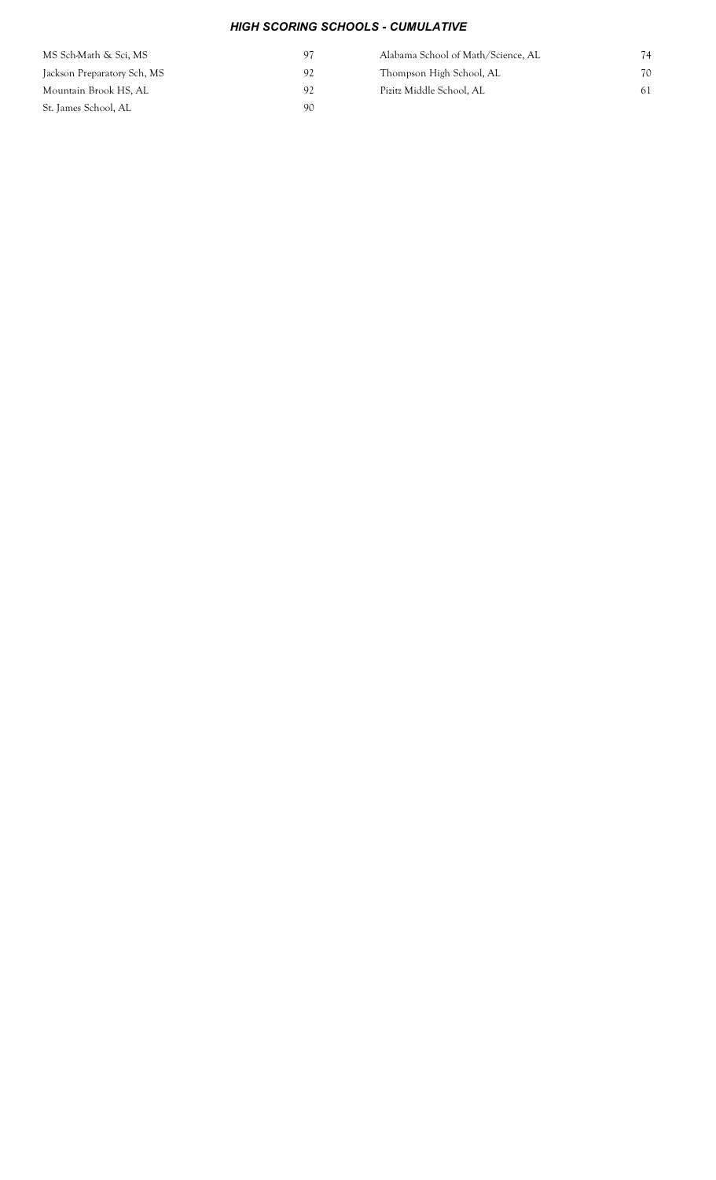### *HIGH SCORING SCHOOLS - CUMULATIVE*

| | | | |
|---|---|---|---|
| MS Sch-Math & Sci, MS | 97 | Alabama School of Math/Science, AL | 74 |
| Jackson Preparatory Sch, MS | 92 | Thompson High School, AL | 70 |
| Mountain Brook HS, AL | 92 | Pizitz Middle School, AL | 61 |
| St. James School, AL | 90 | | |